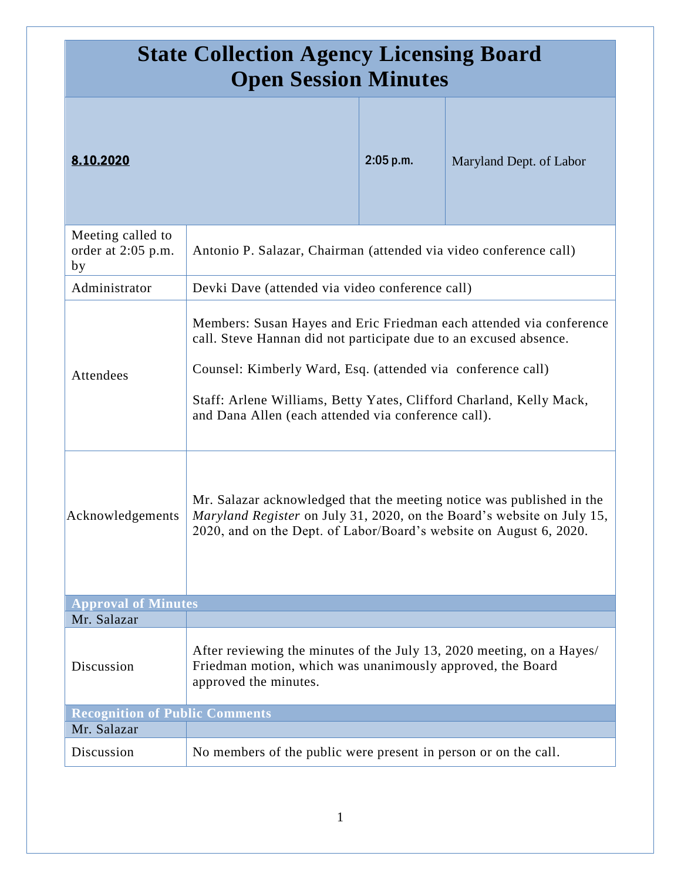# State Collection Agency Licensing Board
# Open Session Minutes

| **8.10.2020** | **2:05 p.m.** | Maryland Dept. of Labor |
|---|---|---|

| | |
|---|---|
| Meeting called to order at 2:05 p.m. by | Antonio P. Salazar, Chairman (attended via video conference call) |
| Administrator | Devki Dave (attended via video conference call) |
| Attendees | Members: Susan Hayes and Eric Friedman each attended via conference call. Steve Hannan did not participate due to an excused absence.<br><br>Counsel: Kimberly Ward, Esq. (attended via conference call)<br><br>Staff: Arlene Williams, Betty Yates, Clifford Charland, Kelly Mack, and Dana Allen (each attended via conference call). |
| Acknowledgements | Mr. Salazar acknowledged that the meeting notice was published in the *Maryland Register* on July 31, 2020, on the Board's website on July 15, 2020, and on the Dept. of Labor/Board's website on August 6, 2020. |

**Approval of Minutes**

| Mr. Salazar | |
|---|---|
| Discussion | After reviewing the minutes of the July 13, 2020 meeting, on a Hayes/ Friedman motion, which was unanimously approved, the Board approved the minutes. |

**Recognition of Public Comments**

| Mr. Salazar | |
|---|---|
| Discussion | No members of the public were present in person or on the call. |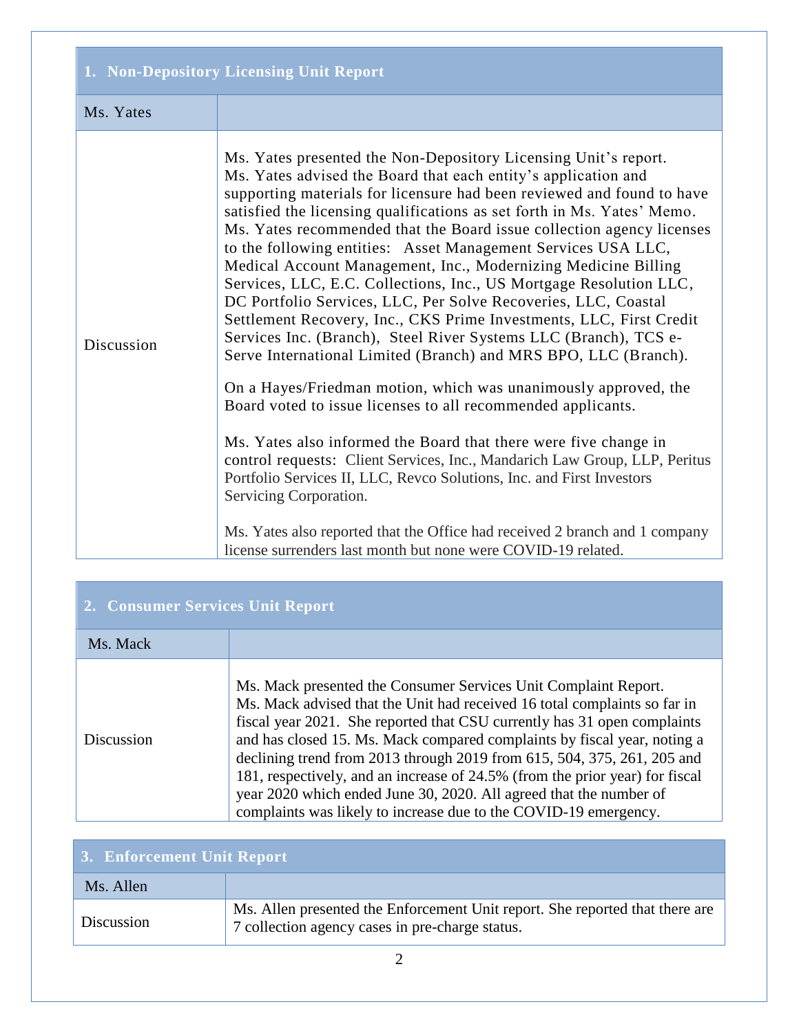## 1. Non-Depository Licensing Unit Report

| Ms. Yates | |
|---|---|
| Discussion | Ms. Yates presented the Non-Depository Licensing Unit's report. Ms. Yates advised the Board that each entity's application and supporting materials for licensure had been reviewed and found to have satisfied the licensing qualifications as set forth in Ms. Yates' Memo. Ms. Yates recommended that the Board issue collection agency licenses to the following entities: Asset Management Services USA LLC, Medical Account Management, Inc., Modernizing Medicine Billing Services, LLC, E.C. Collections, Inc., US Mortgage Resolution LLC, DC Portfolio Services, LLC, Per Solve Recoveries, LLC, Coastal Settlement Recovery, Inc., CKS Prime Investments, LLC, First Credit Services Inc. (Branch), Steel River Systems LLC (Branch), TCS e-Serve International Limited (Branch) and MRS BPO, LLC (Branch).<br><br>On a Hayes/Friedman motion, which was unanimously approved, the Board voted to issue licenses to all recommended applicants.<br><br>Ms. Yates also informed the Board that there were five change in control requests: Client Services, Inc., Mandarich Law Group, LLP, Peritus Portfolio Services II, LLC, Revco Solutions, Inc. and First Investors Servicing Corporation.<br><br>Ms. Yates also reported that the Office had received 2 branch and 1 company license surrenders last month but none were COVID-19 related. |

## 2. Consumer Services Unit Report

| Ms. Mack | |
|---|---|
| Discussion | Ms. Mack presented the Consumer Services Unit Complaint Report. Ms. Mack advised that the Unit had received 16 total complaints so far in fiscal year 2021. She reported that CSU currently has 31 open complaints and has closed 15. Ms. Mack compared complaints by fiscal year, noting a declining trend from 2013 through 2019 from 615, 504, 375, 261, 205 and 181, respectively, and an increase of 24.5% (from the prior year) for fiscal year 2020 which ended June 30, 2020. All agreed that the number of complaints was likely to increase due to the COVID-19 emergency. |

## 3. Enforcement Unit Report

| Ms. Allen | |
|---|---|
| Discussion | Ms. Allen presented the Enforcement Unit report. She reported that there are 7 collection agency cases in pre-charge status. |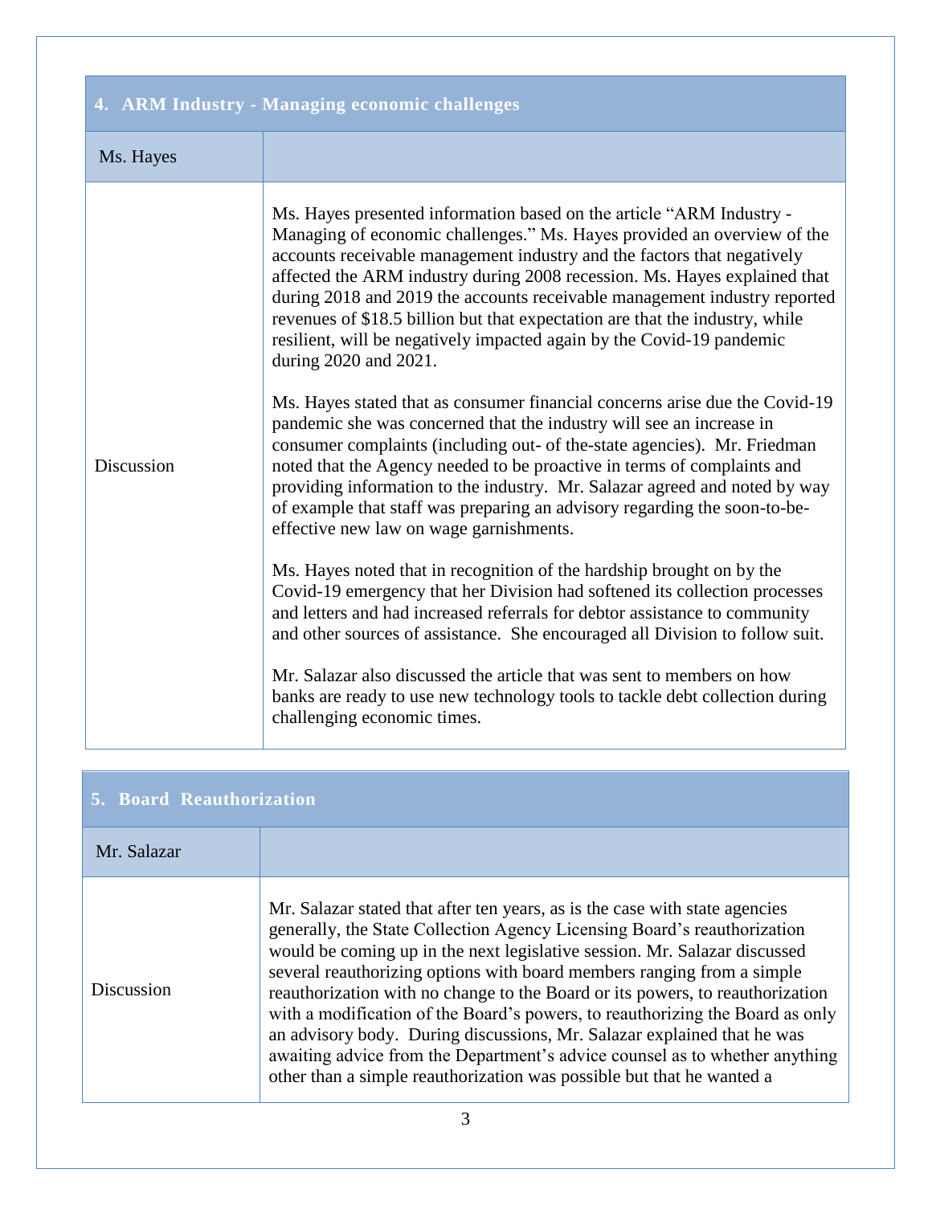| 4. ARM Industry - Managing economic challenges | |
|---|---|
| Ms. Hayes | |
| Discussion | Ms. Hayes presented information based on the article "ARM Industry - Managing of economic challenges." Ms. Hayes provided an overview of the accounts receivable management industry and the factors that negatively affected the ARM industry during 2008 recession. Ms. Hayes explained that during 2018 and 2019 the accounts receivable management industry reported revenues of $18.5 billion but that expectation are that the industry, while resilient, will be negatively impacted again by the Covid-19 pandemic during 2020 and 2021.<br><br>Ms. Hayes stated that as consumer financial concerns arise due the Covid-19 pandemic she was concerned that the industry will see an increase in consumer complaints (including out- of the-state agencies). Mr. Friedman noted that the Agency needed to be proactive in terms of complaints and providing information to the industry. Mr. Salazar agreed and noted by way of example that staff was preparing an advisory regarding the soon-to-be-effective new law on wage garnishments.<br><br>Ms. Hayes noted that in recognition of the hardship brought on by the Covid-19 emergency that her Division had softened its collection processes and letters and had increased referrals for debtor assistance to community and other sources of assistance. She encouraged all Division to follow suit.<br><br>Mr. Salazar also discussed the article that was sent to members on how banks are ready to use new technology tools to tackle debt collection during challenging economic times. |

| 5. Board Reauthorization | |
|---|---|
| Mr. Salazar | |
| Discussion | Mr. Salazar stated that after ten years, as is the case with state agencies generally, the State Collection Agency Licensing Board's reauthorization would be coming up in the next legislative session. Mr. Salazar discussed several reauthorizing options with board members ranging from a simple reauthorization with no change to the Board or its powers, to reauthorization with a modification of the Board's powers, to reauthorizing the Board as only an advisory body. During discussions, Mr. Salazar explained that he was awaiting advice from the Department's advice counsel as to whether anything other than a simple reauthorization was possible but that he wanted a |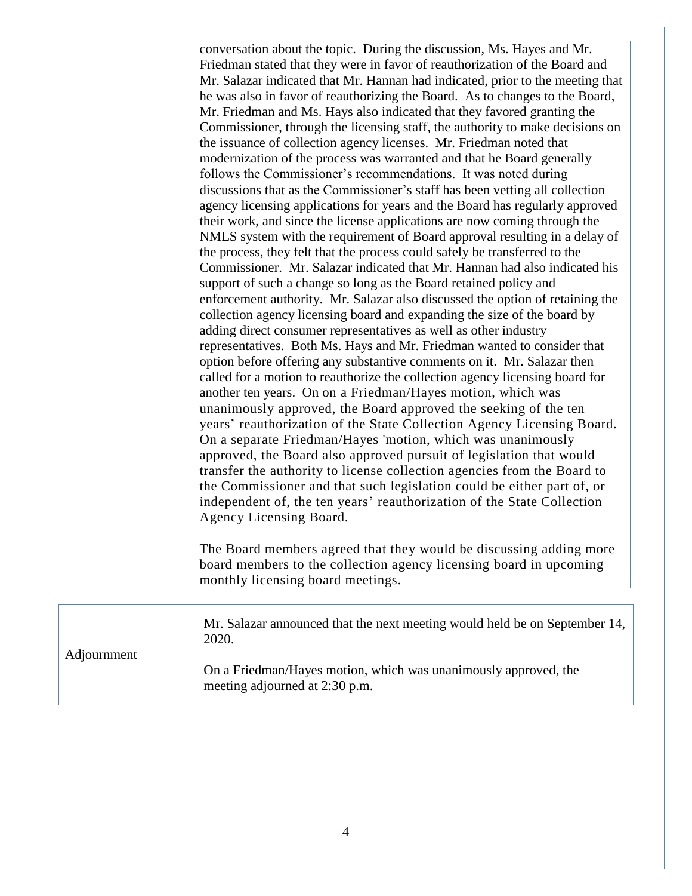| | |
|---|---|
| | conversation about the topic. During the discussion, Ms. Hayes and Mr. Friedman stated that they were in favor of reauthorization of the Board and Mr. Salazar indicated that Mr. Hannan had indicated, prior to the meeting that he was also in favor of reauthorizing the Board. As to changes to the Board, Mr. Friedman and Ms. Hays also indicated that they favored granting the Commissioner, through the licensing staff, the authority to make decisions on the issuance of collection agency licenses. Mr. Friedman noted that modernization of the process was warranted and that he Board generally follows the Commissioner's recommendations. It was noted during discussions that as the Commissioner's staff has been vetting all collection agency licensing applications for years and the Board has regularly approved their work, and since the license applications are now coming through the NMLS system with the requirement of Board approval resulting in a delay of the process, they felt that the process could safely be transferred to the Commissioner. Mr. Salazar indicated that Mr. Hannan had also indicated his support of such a change so long as the Board retained policy and enforcement authority. Mr. Salazar also discussed the option of retaining the collection agency licensing board and expanding the size of the board by adding direct consumer representatives as well as other industry representatives. Both Ms. Hays and Mr. Friedman wanted to consider that option before offering any substantive comments on it. Mr. Salazar then called for a motion to reauthorize the collection agency licensing board for another ten years. On ~~on~~ a Friedman/Hayes motion, which was unanimously approved, the Board approved the seeking of the ten years' reauthorization of the State Collection Agency Licensing Board. On a separate Friedman/Hayes 'motion, which was unanimously approved, the Board also approved pursuit of legislation that would transfer the authority to license collection agencies from the Board to the Commissioner and that such legislation could be either part of, or independent of, the ten years' reauthorization of the State Collection Agency Licensing Board.<br><br>The Board members agreed that they would be discussing adding more board members to the collection agency licensing board in upcoming monthly licensing board meetings. |

| | |
|---|---|
| Adjournment | Mr. Salazar announced that the next meeting would held be on September 14, 2020.<br><br>On a Friedman/Hayes motion, which was unanimously approved, the meeting adjourned at 2:30 p.m. |